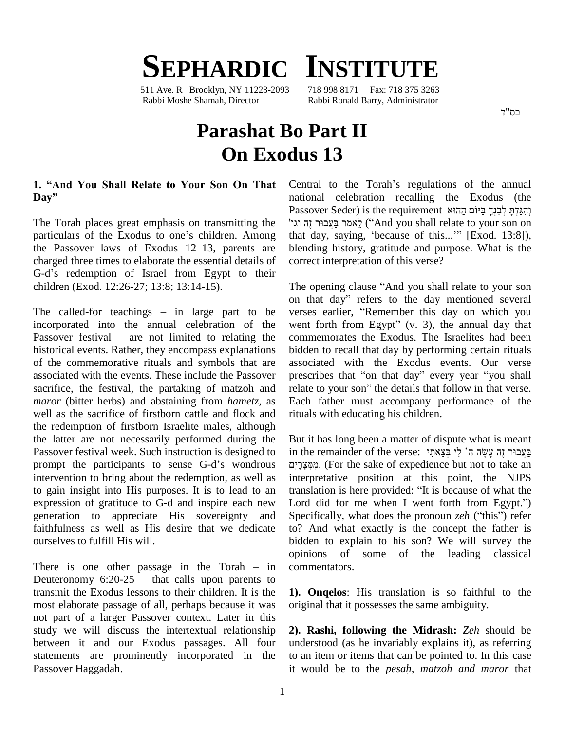# Sephardic Institute

511 Ave. R Brooklyn, NY 11223-2093 718 998 8171 Fax: 718 375 3263
Rabbi Moshe Shamah, Director Rabbi Ronald Barry, Administrator

בס"ד

# Parashat Bo Part II
# On Exodus 13

## 1. "And You Shall Relate to Your Son On That Day"

The Torah places great emphasis on transmitting the particulars of the Exodus to one's children. Among the Passover laws of Exodus 12–13, parents are charged three times to elaborate the essential details of G-d's redemption of Israel from Egypt to their children (Exod. 12:26-27; 13:8; 13:14-15).

The called-for teachings – in large part to be incorporated into the annual celebration of the Passover festival – are not limited to relating the historical events. Rather, they encompass explanations of the commemorative rituals and symbols that are associated with the events. These include the Passover sacrifice, the festival, the partaking of matzoh and *maror* (bitter herbs) and abstaining from *hametz*, as well as the sacrifice of firstborn cattle and flock and the redemption of firstborn Israelite males, although the latter are not necessarily performed during the Passover festival week. Such instruction is designed to prompt the participants to sense G-d's wondrous intervention to bring about the redemption, as well as to gain insight into His purposes. It is to lead to an expression of gratitude to G-d and inspire each new generation to appreciate His sovereignty and faithfulness as well as His desire that we dedicate ourselves to fulfill His will.

There is one other passage in the Torah – in Deuteronomy 6:20-25 – that calls upon parents to transmit the Exodus lessons to their children. It is the most elaborate passage of all, perhaps because it was not part of a larger Passover context. Later in this study we will discuss the intertextual relationship between it and our Exodus passages. All four statements are prominently incorporated in the Passover Haggadah.

Central to the Torah's regulations of the annual national celebration recalling the Exodus (the Passover Seder) is the requirement וְהִגַּדְתָּ לְבִנְךָ בַּיּוֹם הַהוּא לֵאמֹר בַּעֲבוּר זֶה וגו' ("And you shall relate to your son on that day, saying, 'because of this...'" [Exod. 13:8]), blending history, gratitude and purpose. What is the correct interpretation of this verse?

The opening clause "And you shall relate to your son on that day" refers to the day mentioned several verses earlier, "Remember this day on which you went forth from Egypt" (v. 3), the annual day that commemorates the Exodus. The Israelites had been bidden to recall that day by performing certain rituals associated with the Exodus events. Our verse prescribes that "on that day" every year "you shall relate to your son" the details that follow in that verse. Each father must accompany performance of the rituals with educating his children.

But it has long been a matter of dispute what is meant in the remainder of the verse: בַּעֲבוּר זֶה עָשָׂה ה' לִי בְּצֵאתִי מִמִּצְרָיִם. (For the sake of expedience but not to take an interpretative position at this point, the NJPS translation is here provided: "It is because of what the Lord did for me when I went forth from Egypt.") Specifically, what does the pronoun *zeh* ("this") refer to? And what exactly is the concept the father is bidden to explain to his son? We will survey the opinions of some of the leading classical commentators.

**1). Onqelos**: His translation is so faithful to the original that it possesses the same ambiguity.

**2). Rashi, following the Midrash:** *Zeh* should be understood (as he invariably explains it), as referring to an item or items that can be pointed to. In this case it would be to the *pesaḥ, matzoh and maror* that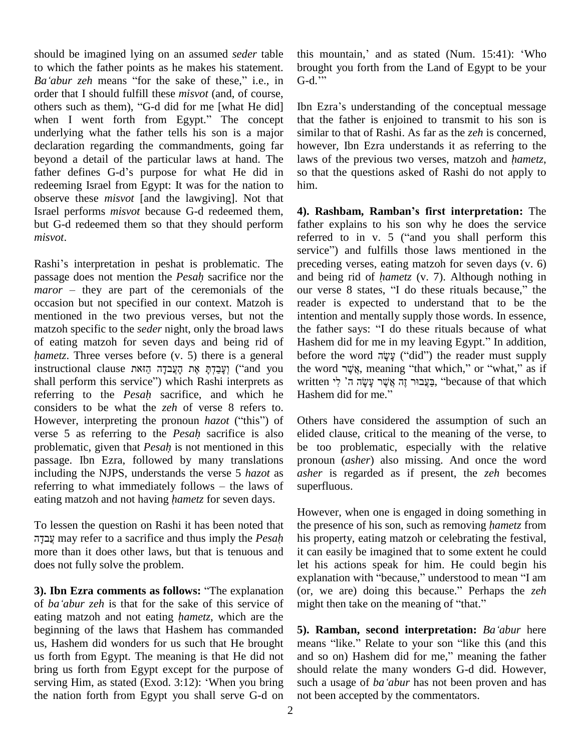should be imagined lying on an assumed *seder* table to which the father points as he makes his statement. *Ba'abur zeh* means "for the sake of these," i.e., in order that I should fulfill these *misvot* (and, of course, others such as them), "G-d did for me [what He did] when I went forth from Egypt." The concept underlying what the father tells his son is a major declaration regarding the commandments, going far beyond a detail of the particular laws at hand. The father defines G-d's purpose for what He did in redeeming Israel from Egypt: It was for the nation to observe these *misvot* [and the lawgiving]. Not that Israel performs *misvot* because G-d redeemed them, but G-d redeemed them so that they should perform *misvot*.

Rashi's interpretation in peshat is problematic. The passage does not mention the *Pesaḥ* sacrifice nor the *maror* – they are part of the ceremonials of the occasion but not specified in our context. Matzoh is mentioned in the two previous verses, but not the matzoh specific to the *seder* night, only the broad laws of eating matzoh for seven days and being rid of *ḥametz*. Three verses before (v. 5) there is a general instructional clause וְעָבַדְתָּ אֶת הָעֲבֹדָה הַזֹּאת ("and you shall perform this service") which Rashi interprets as referring to the *Pesaḥ* sacrifice, and which he considers to be what the *zeh* of verse 8 refers to. However, interpreting the pronoun *hazot* ("this") of verse 5 as referring to the *Pesaḥ* sacrifice is also problematic, given that *Pesaḥ* is not mentioned in this passage. Ibn Ezra, followed by many translations including the NJPS, understands the verse 5 *hazot* as referring to what immediately follows – the laws of eating matzoh and not having *ḥametz* for seven days.

To lessen the question on Rashi it has been noted that עֲבֹדָה may refer to a sacrifice and thus imply the *Pesaḥ* more than it does other laws, but that is tenuous and does not fully solve the problem.

**3). Ibn Ezra comments as follows:** "The explanation of *ba'abur zeh* is that for the sake of this service of eating matzoh and not eating *ḥametz*, which are the beginning of the laws that Hashem has commanded us, Hashem did wonders for us such that He brought us forth from Egypt. The meaning is that He did not bring us forth from Egypt except for the purpose of serving Him, as stated (Exod. 3:12): 'When you bring the nation forth from Egypt you shall serve G-d on this mountain,' and as stated (Num. 15:41): 'Who brought you forth from the Land of Egypt to be your G-d.'"

Ibn Ezra's understanding of the conceptual message that the father is enjoined to transmit to his son is similar to that of Rashi. As far as the *zeh* is concerned, however, Ibn Ezra understands it as referring to the laws of the previous two verses, matzoh and *ḥametz*, so that the questions asked of Rashi do not apply to him.

**4). Rashbam, Ramban's first interpretation:** The father explains to his son why he does the service referred to in v. 5 ("and you shall perform this service") and fulfills those laws mentioned in the preceding verses, eating matzoh for seven days (v. 6) and being rid of *ḥametz* (v. 7). Although nothing in our verse 8 states, "I do these rituals because," the reader is expected to understand that to be the intention and mentally supply those words. In essence, the father says: "I do these rituals because of what Hashem did for me in my leaving Egypt." In addition, before the word עָשָׂה ("did") the reader must supply the word אֲשֶׁר, meaning "that which," or "what," as if written בַּעֲבוּר זֶה אֲשֶׁר עָשָׂה ה' לִי, "because of that which Hashem did for me."

Others have considered the assumption of such an elided clause, critical to the meaning of the verse, to be too problematic, especially with the relative pronoun (*asher*) also missing. And once the word *asher* is regarded as if present, the *zeh* becomes superfluous.

However, when one is engaged in doing something in the presence of his son, such as removing *ḥametz* from his property, eating matzoh or celebrating the festival, it can easily be imagined that to some extent he could let his actions speak for him. He could begin his explanation with "because," understood to mean "I am (or, we are) doing this because." Perhaps the *zeh* might then take on the meaning of "that."

**5). Ramban, second interpretation:** *Ba'abur* here means "like." Relate to your son "like this (and this and so on) Hashem did for me," meaning the father should relate the many wonders G-d did. However, such a usage of *ba'abur* has not been proven and has not been accepted by the commentators.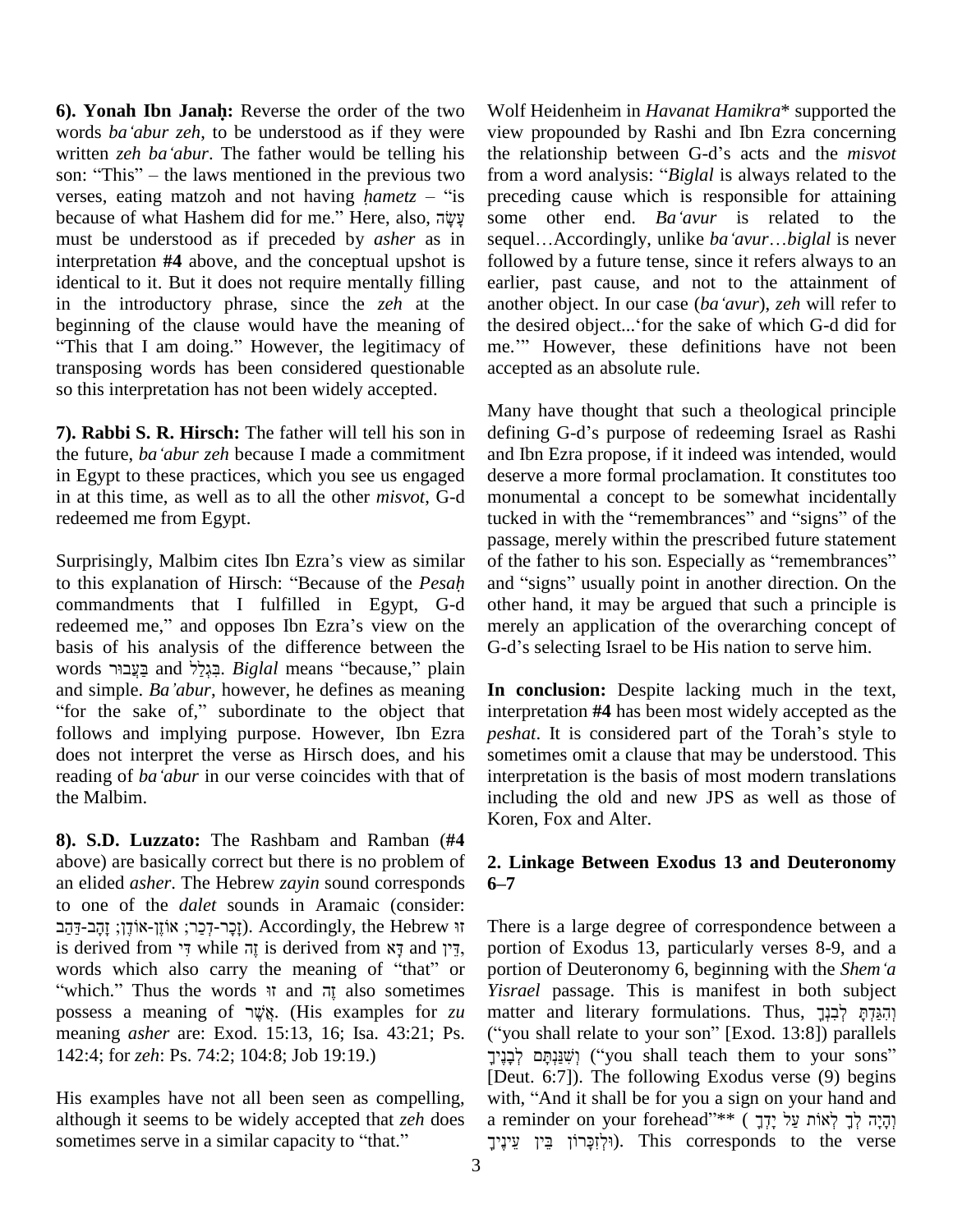**6). Yonah Ibn Janaḥ:** Reverse the order of the two words *ba'abur zeh,* to be understood as if they were written *zeh ba'abur*. The father would be telling his son: "This" – the laws mentioned in the previous two verses, eating matzoh and not having *ḥametz* – "is because of what Hashem did for me." Here, also, עָשָׂה must be understood as if preceded by *asher* as in interpretation **#4** above, and the conceptual upshot is identical to it. But it does not require mentally filling in the introductory phrase, since the *zeh* at the beginning of the clause would have the meaning of "This that I am doing." However, the legitimacy of transposing words has been considered questionable so this interpretation has not been widely accepted.

**7). Rabbi S. R. Hirsch:** The father will tell his son in the future, *ba'abur zeh* because I made a commitment in Egypt to these practices, which you see us engaged in at this time, as well as to all the other *misvot*, G-d redeemed me from Egypt.

Surprisingly, Malbim cites Ibn Ezra's view as similar to this explanation of Hirsch: "Because of the *Pesaḥ* commandments that I fulfilled in Egypt, G-d redeemed me," and opposes Ibn Ezra's view on the basis of his analysis of the difference between the words בַּעֲבוּר and בִּגְלַל. *Biglal* means "because," plain and simple. *Ba'abur*, however, he defines as meaning "for the sake of," subordinate to the object that follows and implying purpose. However, Ibn Ezra does not interpret the verse as Hirsch does, and his reading of *ba'abur* in our verse coincides with that of the Malbim.

**8). S.D. Luzzato:** The Rashbam and Ramban (**#4** above) are basically correct but there is no problem of an elided *asher*. The Hebrew *zayin* sound corresponds to one of the *dalet* sounds in Aramaic (consider: זָכָר-דְכַר; אוֹזֶן-אוֹדֶן; זָהָב-דַּהַב). Accordingly, the Hebrew זוּ is derived from דִּי while זֶה is derived from דָּא and דֵּין, words which also carry the meaning of "that" or "which." Thus the words זוּ and זֶה also sometimes possess a meaning of אֲשֶׁר. (His examples for *zu* meaning *asher* are: Exod. 15:13, 16; Isa. 43:21; Ps. 142:4; for *zeh*: Ps. 74:2; 104:8; Job 19:19.)

His examples have not all been seen as compelling, although it seems to be widely accepted that *zeh* does sometimes serve in a similar capacity to "that."

Wolf Heidenheim in *Havanat Hamikra*\* supported the view propounded by Rashi and Ibn Ezra concerning the relationship between G-d's acts and the *misvot* from a word analysis: "*Biglal* is always related to the preceding cause which is responsible for attaining some other end. *Ba'avur* is related to the sequel…Accordingly, unlike *ba'avur*…*biglal* is never followed by a future tense, since it refers always to an earlier, past cause, and not to the attainment of another object. In our case (*ba'avur*), *zeh* will refer to the desired object...'for the sake of which G-d did for me.'" However, these definitions have not been accepted as an absolute rule.

Many have thought that such a theological principle defining G-d's purpose of redeeming Israel as Rashi and Ibn Ezra propose, if it indeed was intended, would deserve a more formal proclamation. It constitutes too monumental a concept to be somewhat incidentally tucked in with the "remembrances" and "signs" of the passage, merely within the prescribed future statement of the father to his son. Especially as "remembrances" and "signs" usually point in another direction. On the other hand, it may be argued that such a principle is merely an application of the overarching concept of G-d's selecting Israel to be His nation to serve him.

**In conclusion:** Despite lacking much in the text, interpretation **#4** has been most widely accepted as the *peshat*. It is considered part of the Torah's style to sometimes omit a clause that may be understood. This interpretation is the basis of most modern translations including the old and new JPS as well as those of Koren, Fox and Alter.

## 2. Linkage Between Exodus 13 and Deuteronomy 6–7

There is a large degree of correspondence between a portion of Exodus 13, particularly verses 8-9, and a portion of Deuteronomy 6, beginning with the *Shem'a Yisrael* passage. This is manifest in both subject matter and literary formulations. Thus, וְהִגַּדְתָּ לְבִנְךָ ("you shall relate to your son" [Exod. 13:8]) parallels וְשִׁנַּנְתָּם לְבָנֶיךָ ("you shall teach them to your sons" [Deut. 6:7]). The following Exodus verse (9) begins with, "And it shall be for you a sign on your hand and a reminder on your forehead"\*\* (וְהָיָה לְךָ לְאוֹת עַל יָדְךָ וּלְזִכָּרוֹן בֵּין עֵינֶיךָ). This corresponds to the verse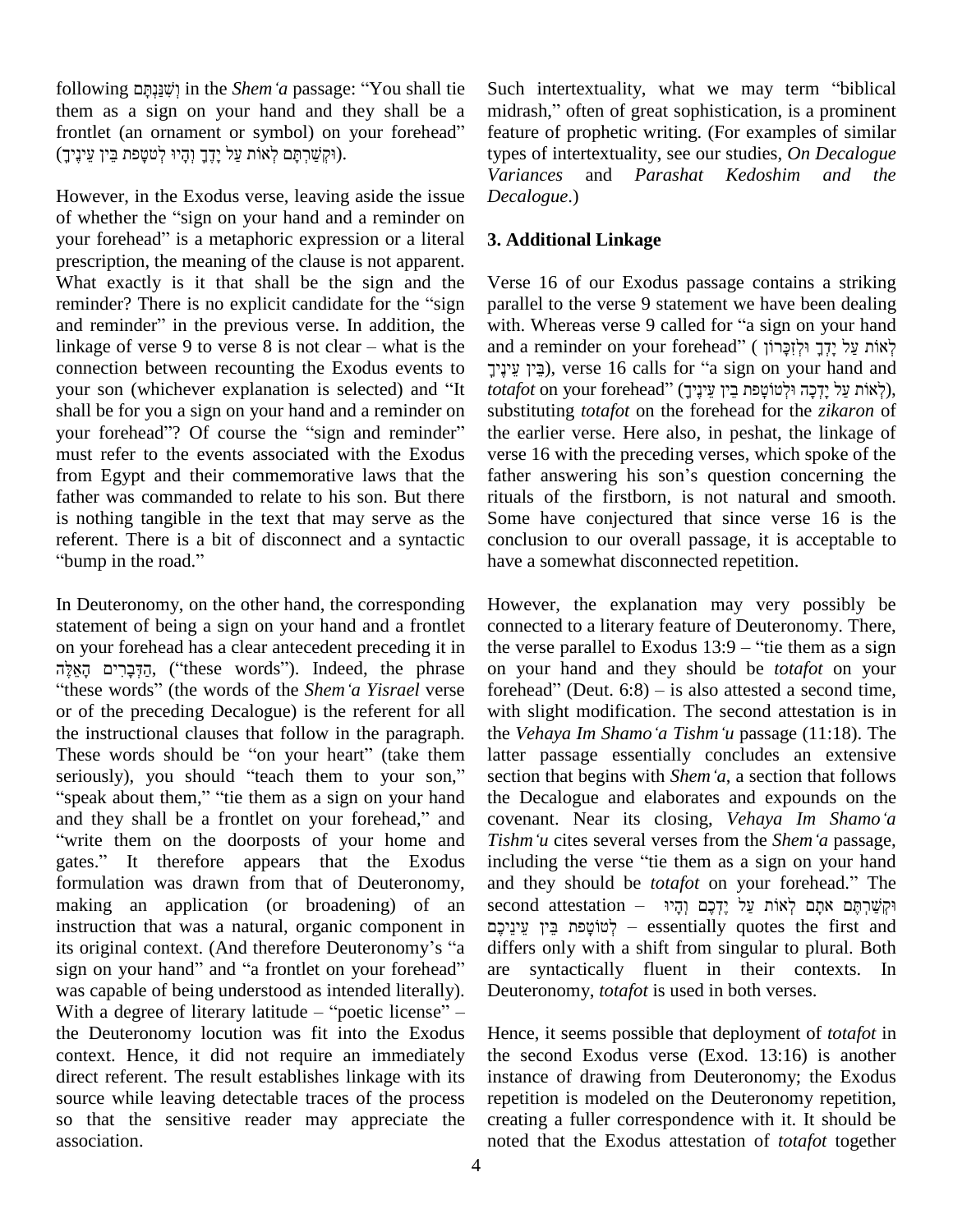following וְשִׁנַּנְתָּם in the *Shem'a* passage: "You shall tie them as a sign on your hand and they shall be a frontlet (an ornament or symbol) on your forehead" (וּקְשַׁרְתָּם לְאוֹת עַל יָדֶךָ וְהָיוּ לְטֹטָפֹת בֵּין עֵינֶיךָ).

However, in the Exodus verse, leaving aside the issue of whether the "sign on your hand and a reminder on your forehead" is a metaphoric expression or a literal prescription, the meaning of the clause is not apparent. What exactly is it that shall be the sign and the reminder? There is no explicit candidate for the "sign and reminder" in the previous verse. In addition, the linkage of verse 9 to verse 8 is not clear – what is the connection between recounting the Exodus events to your son (whichever explanation is selected) and "It shall be for you a sign on your hand and a reminder on your forehead"? Of course the "sign and reminder" must refer to the events associated with the Exodus from Egypt and their commemorative laws that the father was commanded to relate to his son. But there is nothing tangible in the text that may serve as the referent. There is a bit of disconnect and a syntactic "bump in the road."

In Deuteronomy, on the other hand, the corresponding statement of being a sign on your hand and a frontlet on your forehead has a clear antecedent preceding it in הַדְּבָרִים הָאֵלֶּה, ("these words"). Indeed, the phrase "these words" (the words of the *Shem'a Yisrael* verse or of the preceding Decalogue) is the referent for all the instructional clauses that follow in the paragraph. These words should be "on your heart" (take them seriously), you should "teach them to your son," "speak about them," "tie them as a sign on your hand and they shall be a frontlet on your forehead," and "write them on the doorposts of your home and gates." It therefore appears that the Exodus formulation was drawn from that of Deuteronomy, making an application (or broadening) of an instruction that was a natural, organic component in its original context. (And therefore Deuteronomy's "a sign on your hand" and "a frontlet on your forehead" was capable of being understood as intended literally). With a degree of literary latitude – "poetic license" – the Deuteronomy locution was fit into the Exodus context. Hence, it did not require an immediately direct referent. The result establishes linkage with its source while leaving detectable traces of the process so that the sensitive reader may appreciate the association.

Such intertextuality, what we may term "biblical midrash," often of great sophistication, is a prominent feature of prophetic writing. (For examples of similar types of intertextuality, see our studies, *On Decalogue Variances* and *Parashat Kedoshim and the Decalogue*.)

## 3. Additional Linkage

Verse 16 of our Exodus passage contains a striking parallel to the verse 9 statement we have been dealing with. Whereas verse 9 called for "a sign on your hand and a reminder on your forehead" (לְאוֹת עַל יָדְךָ וּלְזִכָּרוֹן בֵּין עֵינֶיךָ), verse 16 calls for "a sign on your hand and *totafot* on your forehead" (לְאוֹת עַל יָדְכָה וּלְטוֹטָפֹת בֵּין עֵינֶיךָ), substituting *totafot* on the forehead for the *zikaron* of the earlier verse. Here also, in peshat, the linkage of verse 16 with the preceding verses, which spoke of the father answering his son's question concerning the rituals of the firstborn, is not natural and smooth. Some have conjectured that since verse 16 is the conclusion to our overall passage, it is acceptable to have a somewhat disconnected repetition.

However, the explanation may very possibly be connected to a literary feature of Deuteronomy. There, the verse parallel to Exodus 13:9 – "tie them as a sign on your hand and they should be *totafot* on your forehead" (Deut. 6:8) – is also attested a second time, with slight modification. The second attestation is in the *Vehaya Im Shamo'a Tishm'u* passage (11:18). The latter passage essentially concludes an extensive section that begins with *Shem'a*, a section that follows the Decalogue and elaborates and expounds on the covenant. Near its closing, *Vehaya Im Shamo'a Tishm'u* cites several verses from the *Shem'a* passage, including the verse "tie them as a sign on your hand and they should be *totafot* on your forehead." The second attestation – וּקְשַׁרְתֶּם אֹתָם לְאוֹת עַל יֶדְכֶם וְהָיוּ לְטוֹטָפֹת בֵּין עֵינֵיכֶם – essentially quotes the first and differs only with a shift from singular to plural. Both are syntactically fluent in their contexts. In Deuteronomy, *totafot* is used in both verses.

Hence, it seems possible that deployment of *totafot* in the second Exodus verse (Exod. 13:16) is another instance of drawing from Deuteronomy; the Exodus repetition is modeled on the Deuteronomy repetition, creating a fuller correspondence with it. It should be noted that the Exodus attestation of *totafot* together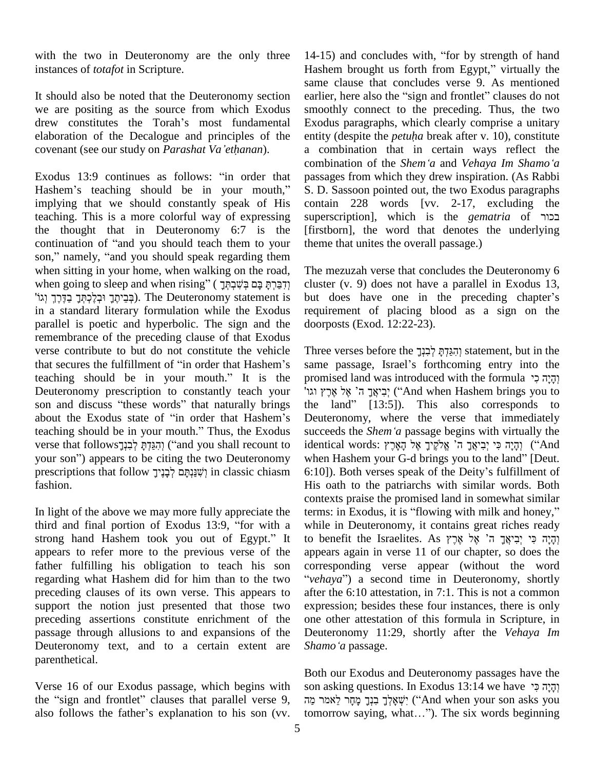with the two in Deuteronomy are the only three instances of *totafot* in Scripture.

It should also be noted that the Deuteronomy section we are positing as the source from which Exodus drew constitutes the Torah's most fundamental elaboration of the Decalogue and principles of the covenant (see our study on *Parashat Va'etḥanan*).

Exodus 13:9 continues as follows: "in order that Hashem's teaching should be in your mouth," implying that we should constantly speak of His teaching. This is a more colorful way of expressing the thought that in Deuteronomy 6:7 is the continuation of "and you should teach them to your son," namely, "and you should speak regarding them when sitting in your home, when walking on the road, when going to sleep and when rising" (וְדִבַּרְתָּ בָּם בְּשִׁבְתְּךָ בְּבֵיתֶךָ וּבְלֶכְתְּךָ בַדֶּרֶךְ וגו'). The Deuteronomy statement is in a standard literary formulation while the Exodus parallel is poetic and hyperbolic. The sign and the remembrance of the preceding clause of that Exodus verse contribute to but do not constitute the vehicle that secures the fulfillment of "in order that Hashem's teaching should be in your mouth." It is the Deuteronomy prescription to constantly teach your son and discuss "these words" that naturally brings about the Exodus state of "in order that Hashem's teaching should be in your mouth." Thus, the Exodus verse that follows וְהִגַּדְתָּ לְבִנְךָ ("and you shall recount to your son") appears to be citing the two Deuteronomy prescriptions that follow וְשִׁנַּנְתָּם לְבָנֶיךָ in classic chiasm fashion.

In light of the above we may more fully appreciate the third and final portion of Exodus 13:9, "for with a strong hand Hashem took you out of Egypt." It appears to refer more to the previous verse of the father fulfilling his obligation to teach his son regarding what Hashem did for him than to the two preceding clauses of its own verse. This appears to support the notion just presented that those two preceding assertions constitute enrichment of the passage through allusions to and expansions of the Deuteronomy text, and to a certain extent are parenthetical.

Verse 16 of our Exodus passage, which begins with the "sign and frontlet" clauses that parallel verse 9, also follows the father's explanation to his son (vv. 14-15) and concludes with, "for by strength of hand Hashem brought us forth from Egypt," virtually the same clause that concludes verse 9. As mentioned earlier, here also the "sign and frontlet" clauses do not smoothly connect to the preceding. Thus, the two Exodus paragraphs, which clearly comprise a unitary entity (despite the *petuḥa* break after v. 10), constitute a combination that in certain ways reflect the combination of the *Shem'a* and *Vehaya Im Shamo'a* passages from which they drew inspiration. (As Rabbi S. D. Sassoon pointed out, the two Exodus paragraphs contain 228 words [vv. 2-17, excluding the superscription], which is the *gematria* of בכור [firstborn], the word that denotes the underlying theme that unites the overall passage.)

The mezuzah verse that concludes the Deuteronomy 6 cluster (v. 9) does not have a parallel in Exodus 13, but does have one in the preceding chapter's requirement of placing blood as a sign on the doorposts (Exod. 12:22-23).

Three verses before the וְהִגַּדְתָּ לְבִנְךָ statement, but in the same passage, Israel's forthcoming entry into the promised land was introduced with the formula וְהָיָה כִי יְבִיאֲךָ ה' אֶל אֶרֶץ וגו' ("And when Hashem brings you to the land" [13:5]). This also corresponds to Deuteronomy, where the verse that immediately succeeds the *Shem'a* passage begins with virtually the identical words: וְהָיָה כִּי יְבִיאֲךָ ה' אֱלֹקֶיךָ אֶל הָאָרֶץ ("And when Hashem your G-d brings you to the land" [Deut. 6:10]). Both verses speak of the Deity's fulfillment of His oath to the patriarchs with similar words. Both contexts praise the promised land in somewhat similar terms: in Exodus, it is "flowing with milk and honey," while in Deuteronomy, it contains great riches ready to benefit the Israelites. As וְהָיָה כִּי יְבִיאֲךָ ה' אֶל אֶרֶץ appears again in verse 11 of our chapter, so does the corresponding verse appear (without the word "*vehaya*") a second time in Deuteronomy, shortly after the 6:10 attestation, in 7:1. This is not a common expression; besides these four instances, there is only one other attestation of this formula in Scripture, in Deuteronomy 11:29, shortly after the *Vehaya Im Shamo'a* passage.

Both our Exodus and Deuteronomy passages have the son asking questions. In Exodus 13:14 we have וְהָיָה כִּי יִשְׁאָלְךָ בִנְךָ מָחָר לֵאמֹר מַה ("And when your son asks you tomorrow saying, what…"). The six words beginning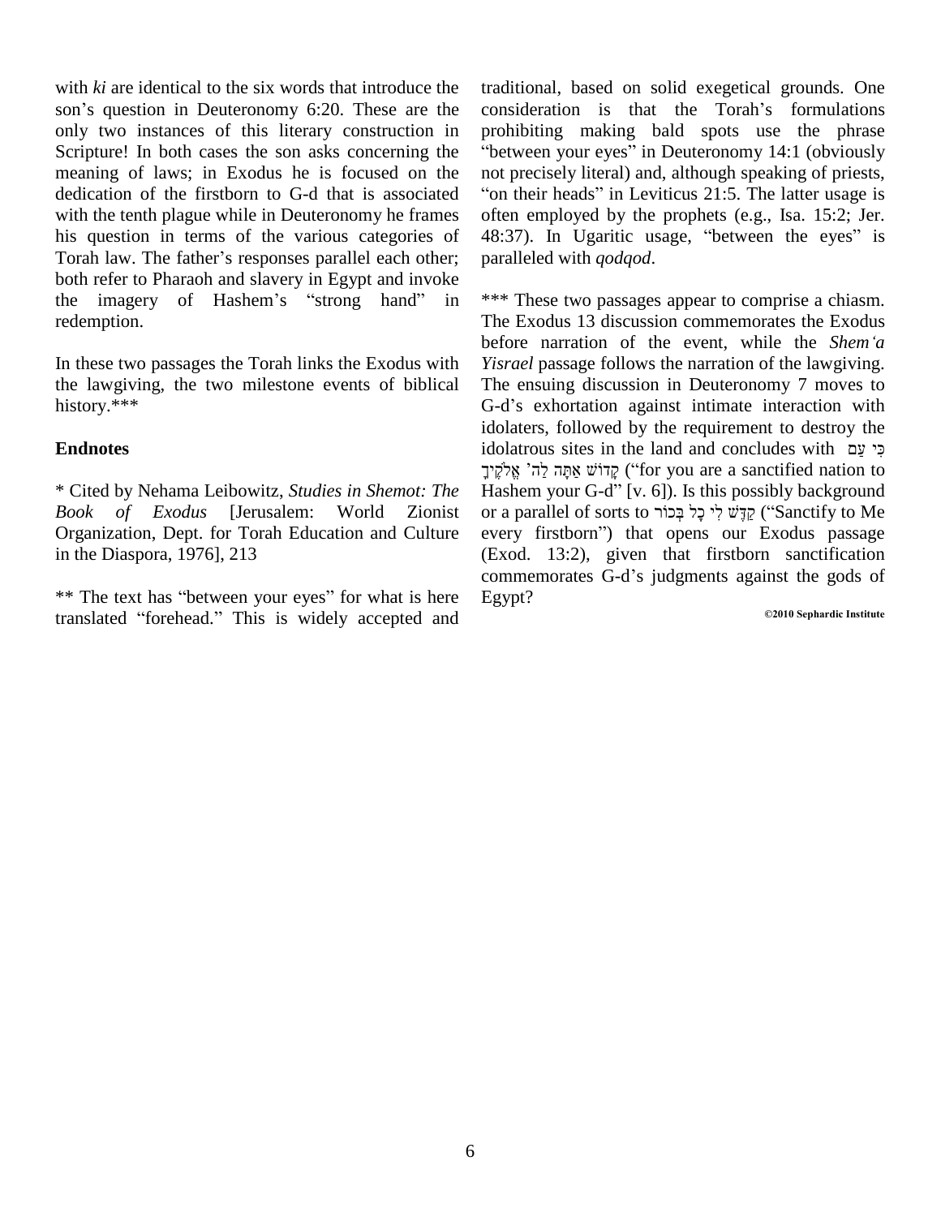with *ki* are identical to the six words that introduce the son's question in Deuteronomy 6:20. These are the only two instances of this literary construction in Scripture! In both cases the son asks concerning the meaning of laws; in Exodus he is focused on the dedication of the firstborn to G-d that is associated with the tenth plague while in Deuteronomy he frames his question in terms of the various categories of Torah law. The father's responses parallel each other; both refer to Pharaoh and slavery in Egypt and invoke the imagery of Hashem's "strong hand" in redemption.

In these two passages the Torah links the Exodus with the lawgiving, the two milestone events of biblical history.***

**Endnotes**

* Cited by Nehama Leibowitz, *Studies in Shemot: The Book of Exodus* [Jerusalem: World Zionist Organization, Dept. for Torah Education and Culture in the Diaspora, 1976], 213

** The text has "between your eyes" for what is here translated "forehead." This is widely accepted and traditional, based on solid exegetical grounds. One consideration is that the Torah's formulations prohibiting making bald spots use the phrase "between your eyes" in Deuteronomy 14:1 (obviously not precisely literal) and, although speaking of priests, "on their heads" in Leviticus 21:5. The latter usage is often employed by the prophets (e.g., Isa. 15:2; Jer. 48:37). In Ugaritic usage, "between the eyes" is paralleled with *qodqod*.

*** These two passages appear to comprise a chiasm. The Exodus 13 discussion commemorates the Exodus before narration of the event, while the *Shem'a Yisrael* passage follows the narration of the lawgiving. The ensuing discussion in Deuteronomy 7 moves to G-d's exhortation against intimate interaction with idolaters, followed by the requirement to destroy the idolatrous sites in the land and concludes with כִּי עַם קָדוֹשׁ אַתָּה לַה' אֱלֹקֶיךָ ("for you are a sanctified nation to Hashem your G-d" [v. 6]). Is this possibly background or a parallel of sorts to קַדֶּשׁ לִי כָל בְּכוֹר ("Sanctify to Me every firstborn") that opens our Exodus passage (Exod. 13:2), given that firstborn sanctification commemorates G-d's judgments against the gods of Egypt?

©2010 Sephardic Institute